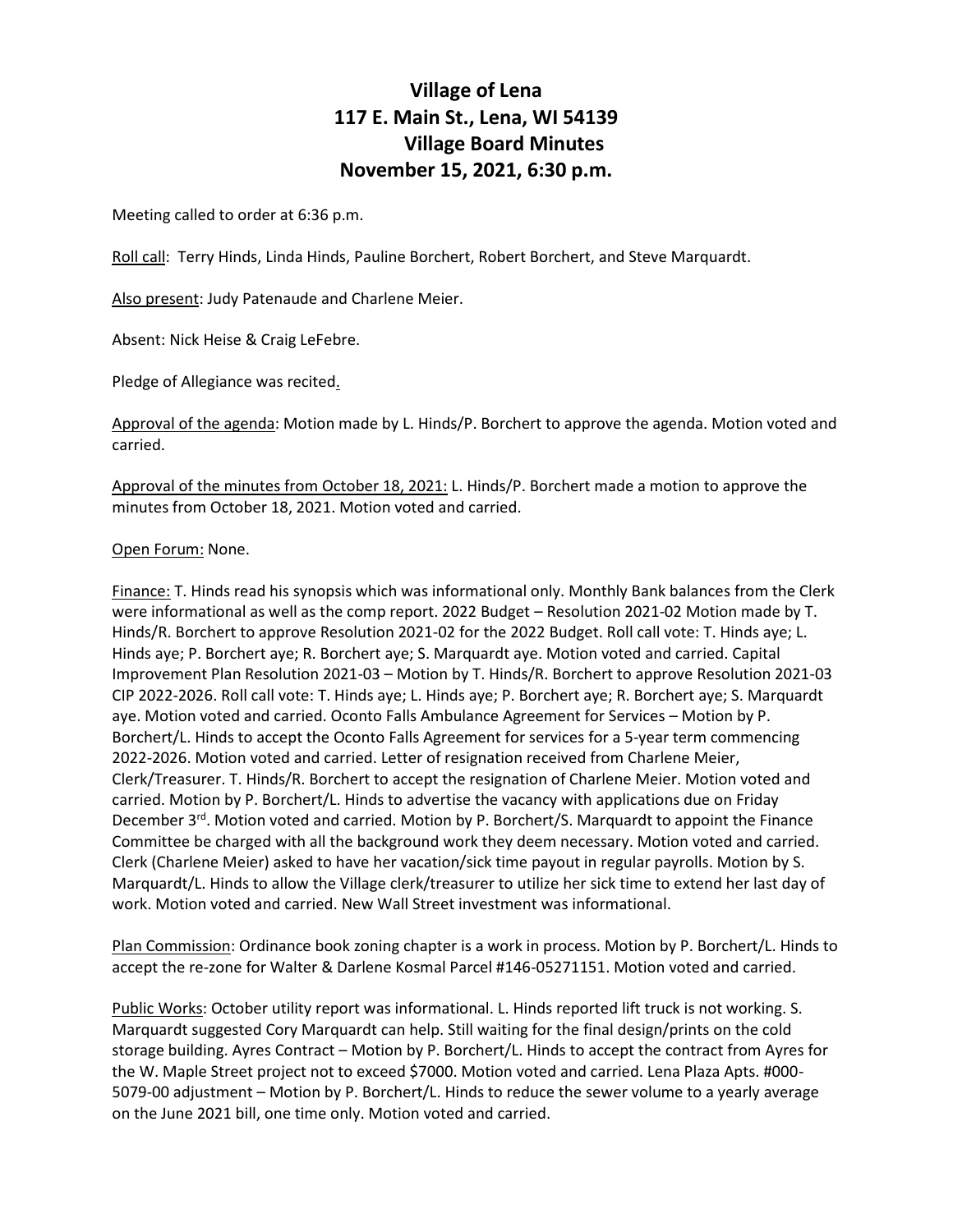# Village of Lena
# 117 E. Main St., Lena, WI 54139
# Village Board Minutes
# November 15, 2021, 6:30 p.m.

Meeting called to order at 6:36 p.m.

Roll call: Terry Hinds, Linda Hinds, Pauline Borchert, Robert Borchert, and Steve Marquardt.

Also present: Judy Patenaude and Charlene Meier.

Absent: Nick Heise & Craig LeFebre.

Pledge of Allegiance was recited.

Approval of the agenda: Motion made by L. Hinds/P. Borchert to approve the agenda. Motion voted and carried.

Approval of the minutes from October 18, 2021: L. Hinds/P. Borchert made a motion to approve the minutes from October 18, 2021. Motion voted and carried.

Open Forum: None.

Finance: T. Hinds read his synopsis which was informational only. Monthly Bank balances from the Clerk were informational as well as the comp report. 2022 Budget – Resolution 2021-02 Motion made by T. Hinds/R. Borchert to approve Resolution 2021-02 for the 2022 Budget. Roll call vote: T. Hinds aye; L. Hinds aye; P. Borchert aye; R. Borchert aye; S. Marquardt aye. Motion voted and carried. Capital Improvement Plan Resolution 2021-03 – Motion by T. Hinds/R. Borchert to approve Resolution 2021-03 CIP 2022-2026. Roll call vote: T. Hinds aye; L. Hinds aye; P. Borchert aye; R. Borchert aye; S. Marquardt aye. Motion voted and carried. Oconto Falls Ambulance Agreement for Services – Motion by P. Borchert/L. Hinds to accept the Oconto Falls Agreement for services for a 5-year term commencing 2022-2026. Motion voted and carried. Letter of resignation received from Charlene Meier, Clerk/Treasurer. T. Hinds/R. Borchert to accept the resignation of Charlene Meier. Motion voted and carried. Motion by P. Borchert/L. Hinds to advertise the vacancy with applications due on Friday December 3rd. Motion voted and carried. Motion by P. Borchert/S. Marquardt to appoint the Finance Committee be charged with all the background work they deem necessary. Motion voted and carried. Clerk (Charlene Meier) asked to have her vacation/sick time payout in regular payrolls. Motion by S. Marquardt/L. Hinds to allow the Village clerk/treasurer to utilize her sick time to extend her last day of work. Motion voted and carried. New Wall Street investment was informational.

Plan Commission: Ordinance book zoning chapter is a work in process. Motion by P. Borchert/L. Hinds to accept the re-zone for Walter & Darlene Kosmal Parcel #146-05271151. Motion voted and carried.

Public Works: October utility report was informational. L. Hinds reported lift truck is not working. S. Marquardt suggested Cory Marquardt can help. Still waiting for the final design/prints on the cold storage building. Ayres Contract – Motion by P. Borchert/L. Hinds to accept the contract from Ayres for the W. Maple Street project not to exceed $7000. Motion voted and carried. Lena Plaza Apts. #000-5079-00 adjustment – Motion by P. Borchert/L. Hinds to reduce the sewer volume to a yearly average on the June 2021 bill, one time only. Motion voted and carried.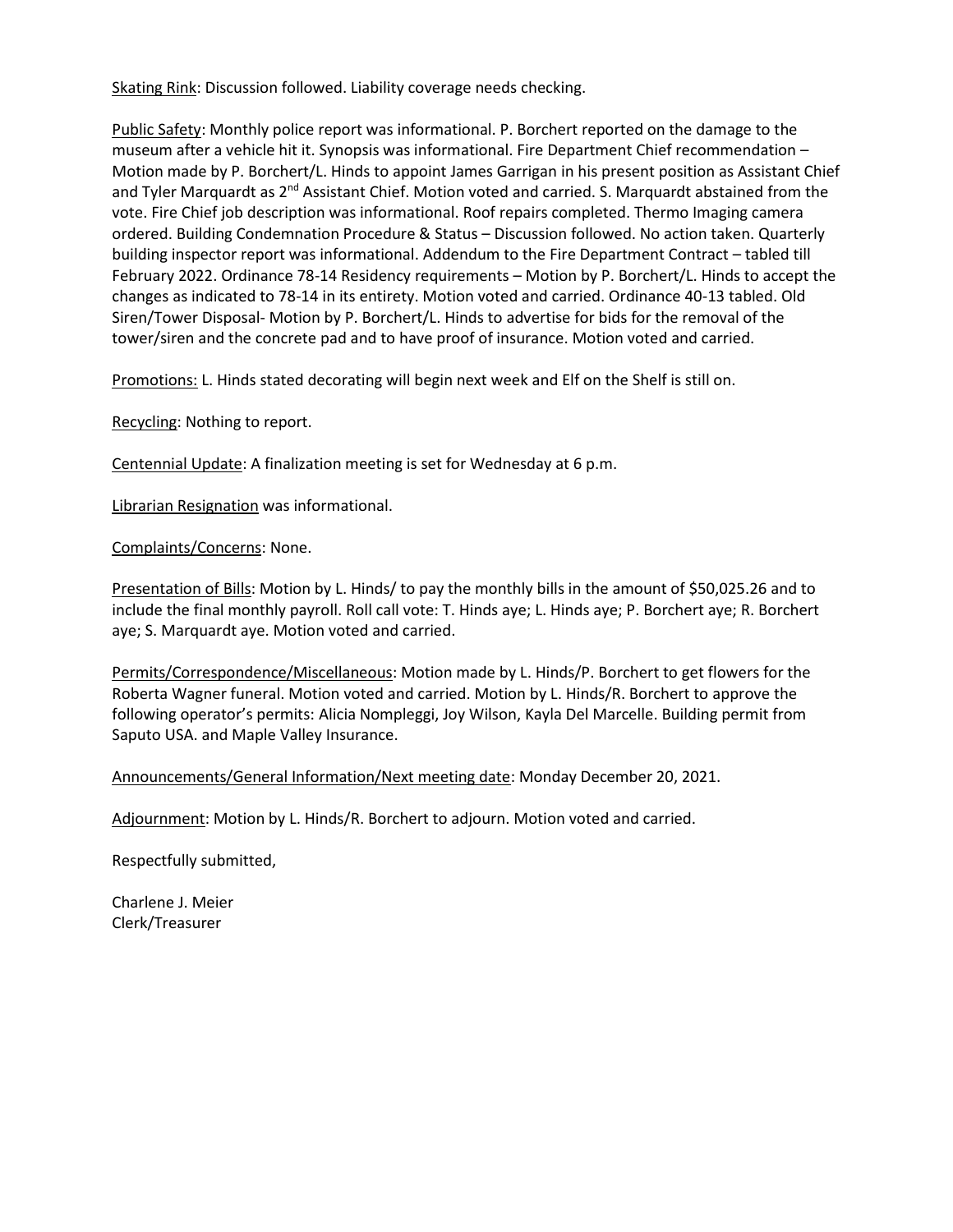Skating Rink: Discussion followed. Liability coverage needs checking.

Public Safety: Monthly police report was informational. P. Borchert reported on the damage to the museum after a vehicle hit it. Synopsis was informational. Fire Department Chief recommendation – Motion made by P. Borchert/L. Hinds to appoint James Garrigan in his present position as Assistant Chief and Tyler Marquardt as 2nd Assistant Chief. Motion voted and carried. S. Marquardt abstained from the vote. Fire Chief job description was informational. Roof repairs completed. Thermo Imaging camera ordered. Building Condemnation Procedure & Status – Discussion followed. No action taken. Quarterly building inspector report was informational. Addendum to the Fire Department Contract – tabled till February 2022. Ordinance 78-14 Residency requirements – Motion by P. Borchert/L. Hinds to accept the changes as indicated to 78-14 in its entirety. Motion voted and carried. Ordinance 40-13 tabled. Old Siren/Tower Disposal- Motion by P. Borchert/L. Hinds to advertise for bids for the removal of the tower/siren and the concrete pad and to have proof of insurance. Motion voted and carried.

Promotions: L. Hinds stated decorating will begin next week and Elf on the Shelf is still on.

Recycling: Nothing to report.

Centennial Update: A finalization meeting is set for Wednesday at 6 p.m.

Librarian Resignation was informational.

Complaints/Concerns: None.

Presentation of Bills: Motion by L. Hinds/ to pay the monthly bills in the amount of $50,025.26 and to include the final monthly payroll. Roll call vote: T. Hinds aye; L. Hinds aye; P. Borchert aye; R. Borchert aye; S. Marquardt aye. Motion voted and carried.

Permits/Correspondence/Miscellaneous: Motion made by L. Hinds/P. Borchert to get flowers for the Roberta Wagner funeral. Motion voted and carried. Motion by L. Hinds/R. Borchert to approve the following operator's permits: Alicia Nompleggi, Joy Wilson, Kayla Del Marcelle. Building permit from Saputo USA. and Maple Valley Insurance.

Announcements/General Information/Next meeting date: Monday December 20, 2021.

Adjournment: Motion by L. Hinds/R. Borchert to adjourn. Motion voted and carried.

Respectfully submitted,

Charlene J. Meier
Clerk/Treasurer